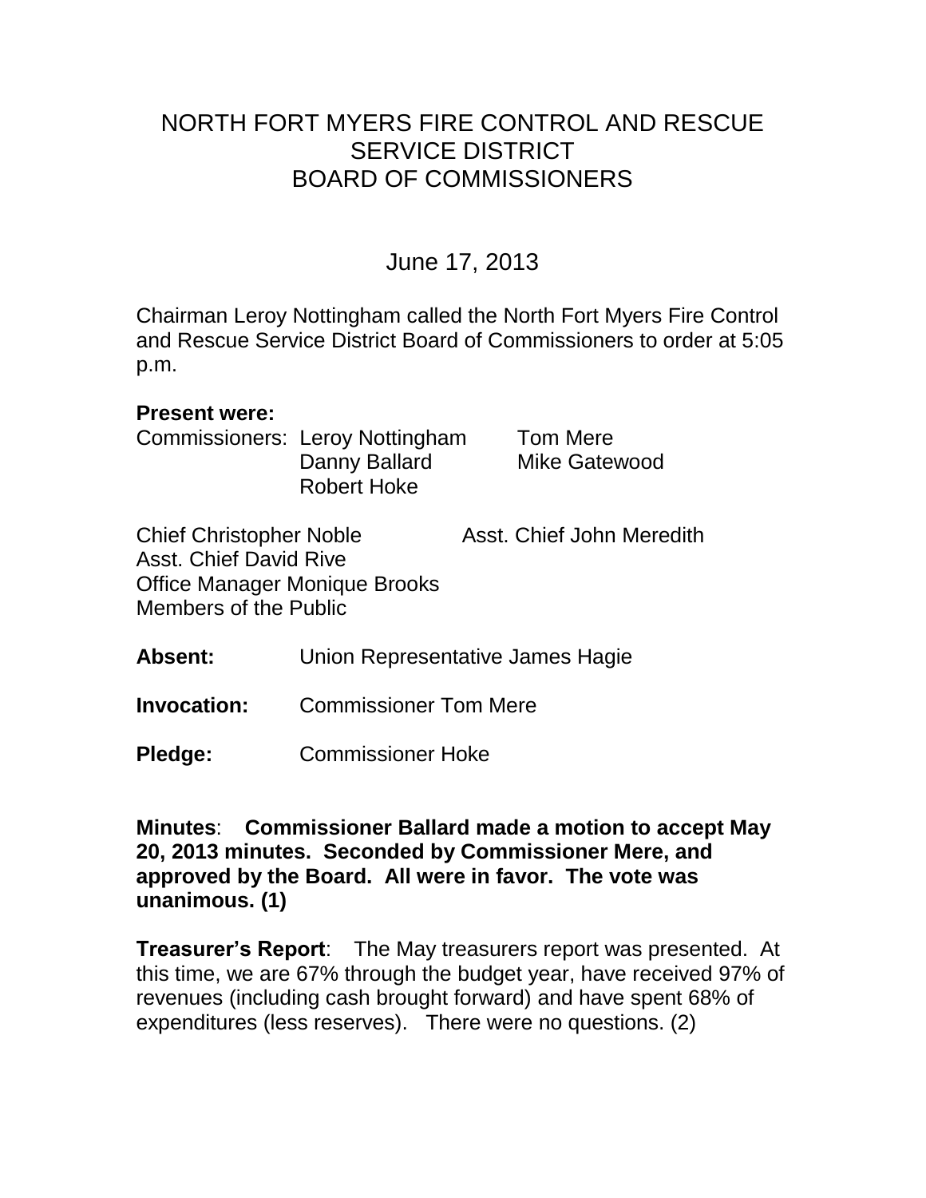# NORTH FORT MYERS FIRE CONTROL AND RESCUE SERVICE DISTRICT BOARD OF COMMISSIONERS

## June 17, 2013

Chairman Leroy Nottingham called the North Fort Myers Fire Control and Rescue Service District Board of Commissioners to order at 5:05 p.m.

**Present were:**

Commissioners: Leroy Nottingham, Tom Mere, Danny Ballard, Mike Gatewood, Robert Hoke

Chief Christopher Noble
Asst. Chief John Meredith
Asst. Chief David Rive
Office Manager Monique Brooks
Members of the Public

**Absent:** Union Representative James Hagie

**Invocation:** Commissioner Tom Mere

**Pledge:** Commissioner Hoke

**Minutes**: **Commissioner Ballard made a motion to accept May 20, 2013 minutes. Seconded by Commissioner Mere, and approved by the Board. All were in favor. The vote was unanimous. (1)**

**Treasurer's Report**: The May treasurers report was presented. At this time, we are 67% through the budget year, have received 97% of revenues (including cash brought forward) and have spent 68% of expenditures (less reserves). There were no questions. (2)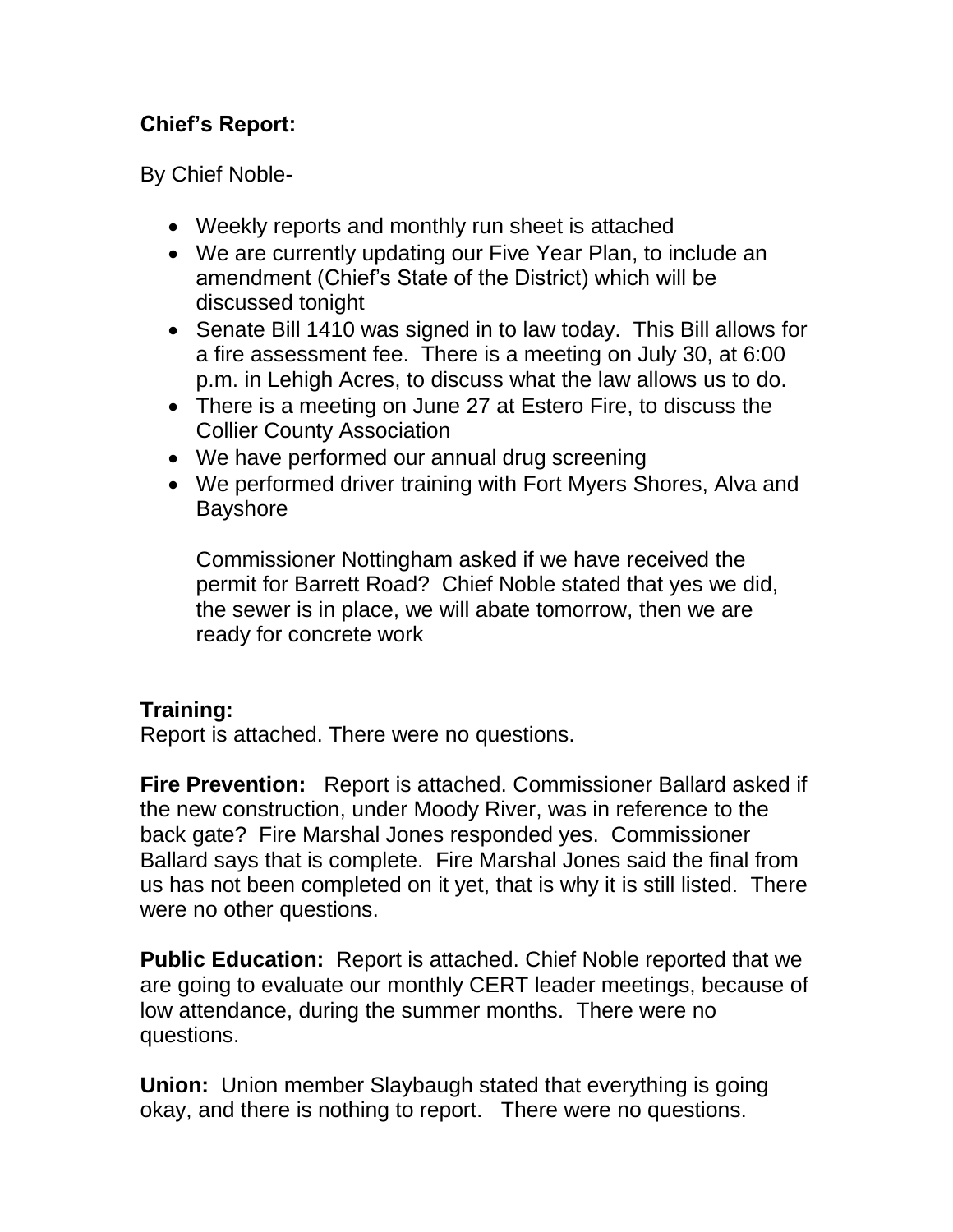**Chief's Report:**

By Chief Noble-

- Weekly reports and monthly run sheet is attached
- We are currently updating our Five Year Plan, to include an amendment (Chief's State of the District) which will be discussed tonight
- Senate Bill 1410 was signed in to law today. This Bill allows for a fire assessment fee. There is a meeting on July 30, at 6:00 p.m. in Lehigh Acres, to discuss what the law allows us to do.
- There is a meeting on June 27 at Estero Fire, to discuss the Collier County Association
- We have performed our annual drug screening
- We performed driver training with Fort Myers Shores, Alva and Bayshore

  Commissioner Nottingham asked if we have received the permit for Barrett Road? Chief Noble stated that yes we did, the sewer is in place, we will abate tomorrow, then we are ready for concrete work

**Training:**
Report is attached. There were no questions.

**Fire Prevention:** Report is attached. Commissioner Ballard asked if the new construction, under Moody River, was in reference to the back gate? Fire Marshal Jones responded yes. Commissioner Ballard says that is complete. Fire Marshal Jones said the final from us has not been completed on it yet, that is why it is still listed. There were no other questions.

**Public Education:** Report is attached. Chief Noble reported that we are going to evaluate our monthly CERT leader meetings, because of low attendance, during the summer months. There were no questions.

**Union:** Union member Slaybaugh stated that everything is going okay, and there is nothing to report. There were no questions.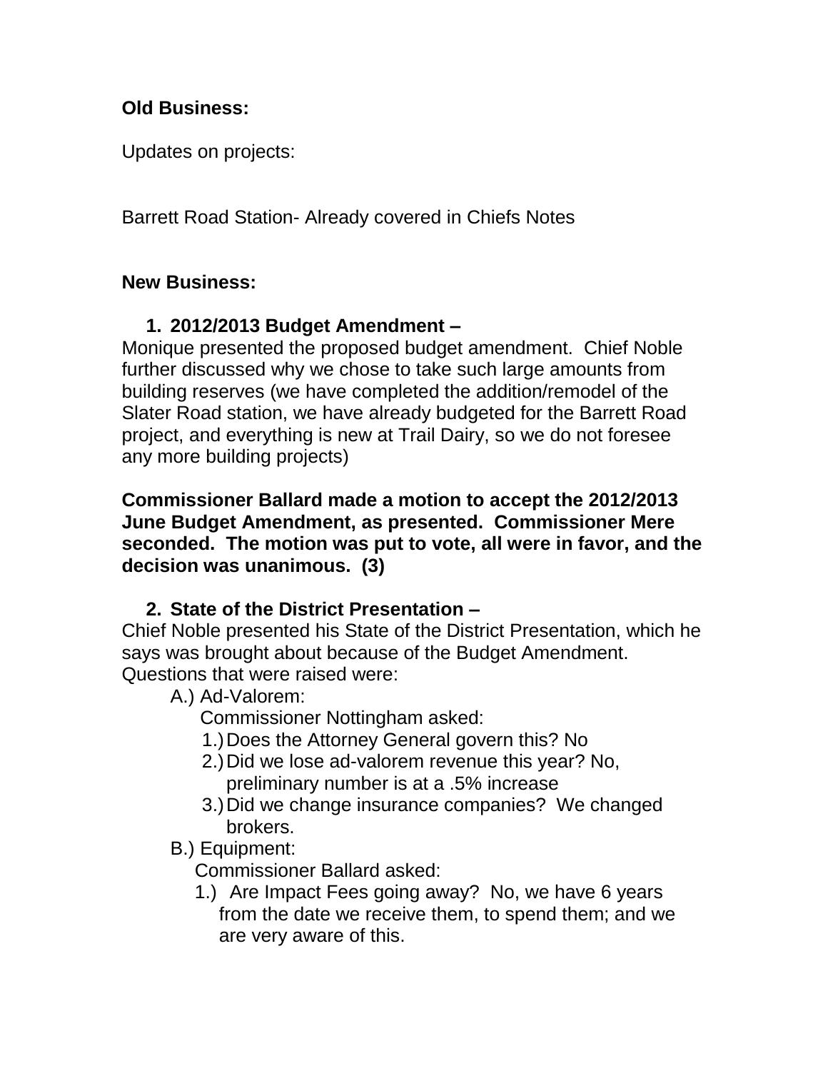**Old Business:**

Updates on projects:

Barrett Road Station- Already covered in Chiefs Notes

**New Business:**

1. **2012/2013 Budget Amendment –**

Monique presented the proposed budget amendment. Chief Noble further discussed why we chose to take such large amounts from building reserves (we have completed the addition/remodel of the Slater Road station, we have already budgeted for the Barrett Road project, and everything is new at Trail Dairy, so we do not foresee any more building projects)

**Commissioner Ballard made a motion to accept the 2012/2013 June Budget Amendment, as presented. Commissioner Mere seconded. The motion was put to vote, all were in favor, and the decision was unanimous. (3)**

2. **State of the District Presentation –**

Chief Noble presented his State of the District Presentation, which he says was brought about because of the Budget Amendment. Questions that were raised were:

A.) Ad-Valorem:

Commissioner Nottingham asked:

1.) Does the Attorney General govern this? No

2.) Did we lose ad-valorem revenue this year? No, preliminary number is at a .5% increase

3.) Did we change insurance companies? We changed brokers.

B.) Equipment:

Commissioner Ballard asked:

1.) Are Impact Fees going away? No, we have 6 years from the date we receive them, to spend them; and we are very aware of this.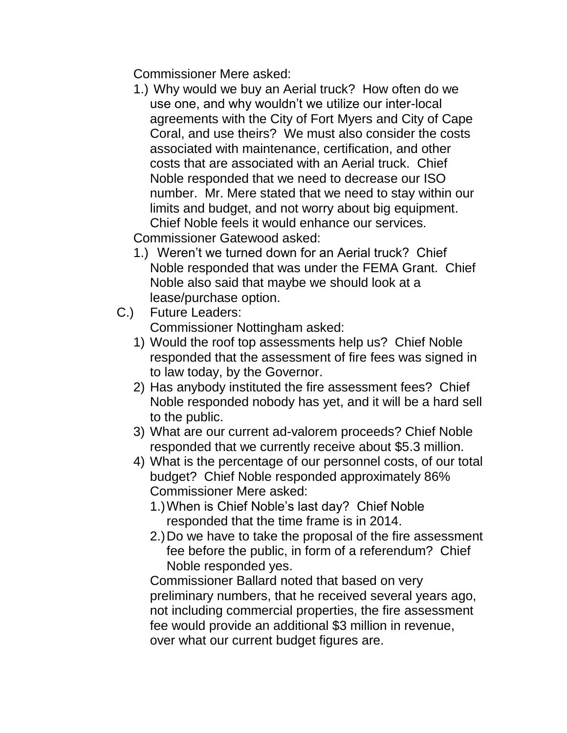Commissioner Mere asked:

1.) Why would we buy an Aerial truck? How often do we use one, and why wouldn't we utilize our inter-local agreements with the City of Fort Myers and City of Cape Coral, and use theirs? We must also consider the costs associated with maintenance, certification, and other costs that are associated with an Aerial truck. Chief Noble responded that we need to decrease our ISO number. Mr. Mere stated that we need to stay within our limits and budget, and not worry about big equipment. Chief Noble feels it would enhance our services.

Commissioner Gatewood asked:

1.) Weren't we turned down for an Aerial truck? Chief Noble responded that was under the FEMA Grant. Chief Noble also said that maybe we should look at a lease/purchase option.

C.) Future Leaders:

Commissioner Nottingham asked:

1) Would the roof top assessments help us? Chief Noble responded that the assessment of fire fees was signed in to law today, by the Governor.
2) Has anybody instituted the fire assessment fees? Chief Noble responded nobody has yet, and it will be a hard sell to the public.
3) What are our current ad-valorem proceeds? Chief Noble responded that we currently receive about $5.3 million.
4) What is the percentage of our personnel costs, of our total budget? Chief Noble responded approximately 86%

Commissioner Mere asked:

1.) When is Chief Noble's last day? Chief Noble responded that the time frame is in 2014.
2.) Do we have to take the proposal of the fire assessment fee before the public, in form of a referendum? Chief Noble responded yes.

Commissioner Ballard noted that based on very preliminary numbers, that he received several years ago, not including commercial properties, the fire assessment fee would provide an additional $3 million in revenue, over what our current budget figures are.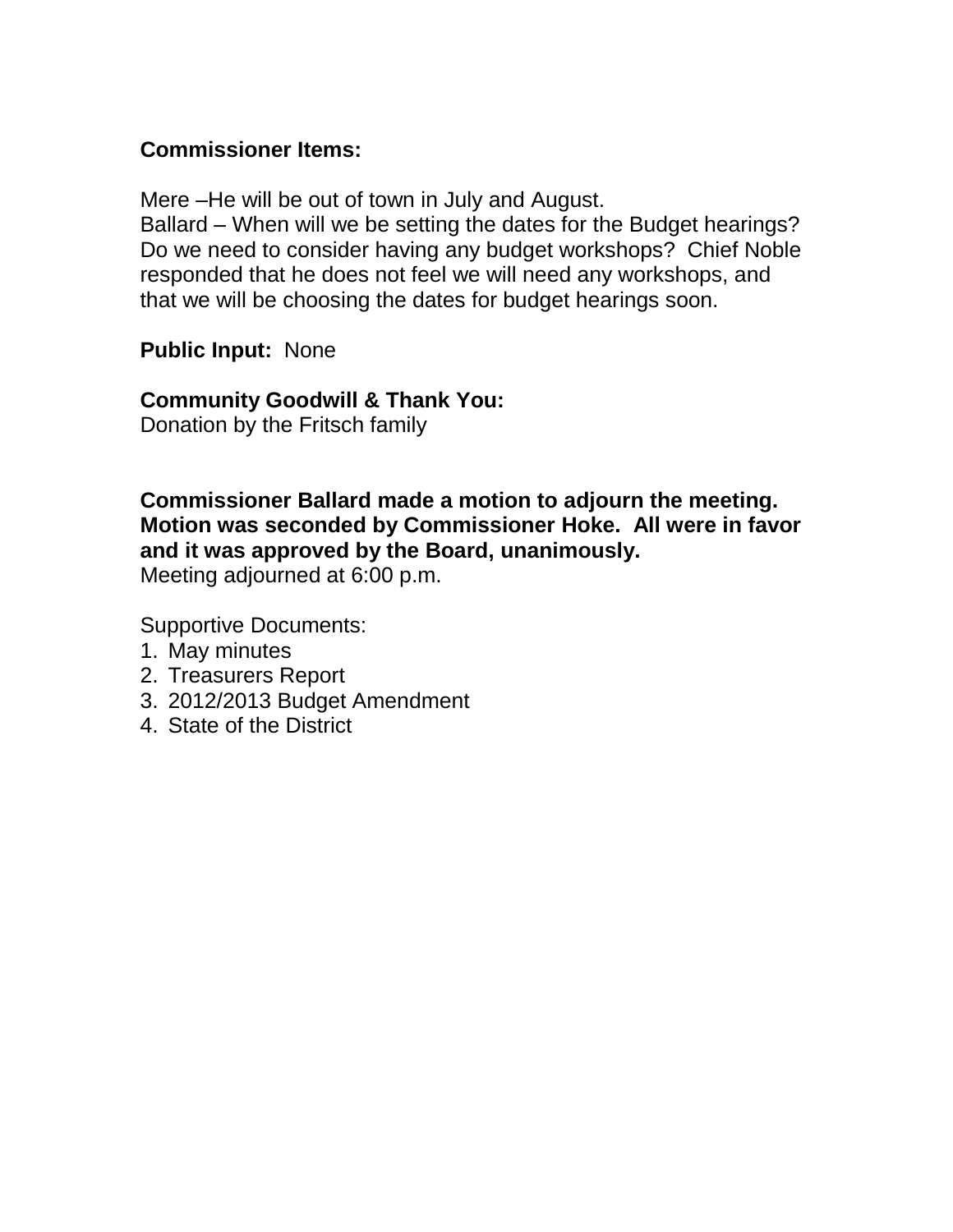**Commissioner Items:**

Mere –He will be out of town in July and August.
Ballard – When will we be setting the dates for the Budget hearings? Do we need to consider having any budget workshops? Chief Noble responded that he does not feel we will need any workshops, and that we will be choosing the dates for budget hearings soon.

**Public Input:** None

**Community Goodwill & Thank You:**
Donation by the Fritsch family

**Commissioner Ballard made a motion to adjourn the meeting. Motion was seconded by Commissioner Hoke. All were in favor and it was approved by the Board, unanimously.**
Meeting adjourned at 6:00 p.m.

Supportive Documents:

1. May minutes
2. Treasurers Report
3. 2012/2013 Budget Amendment
4. State of the District